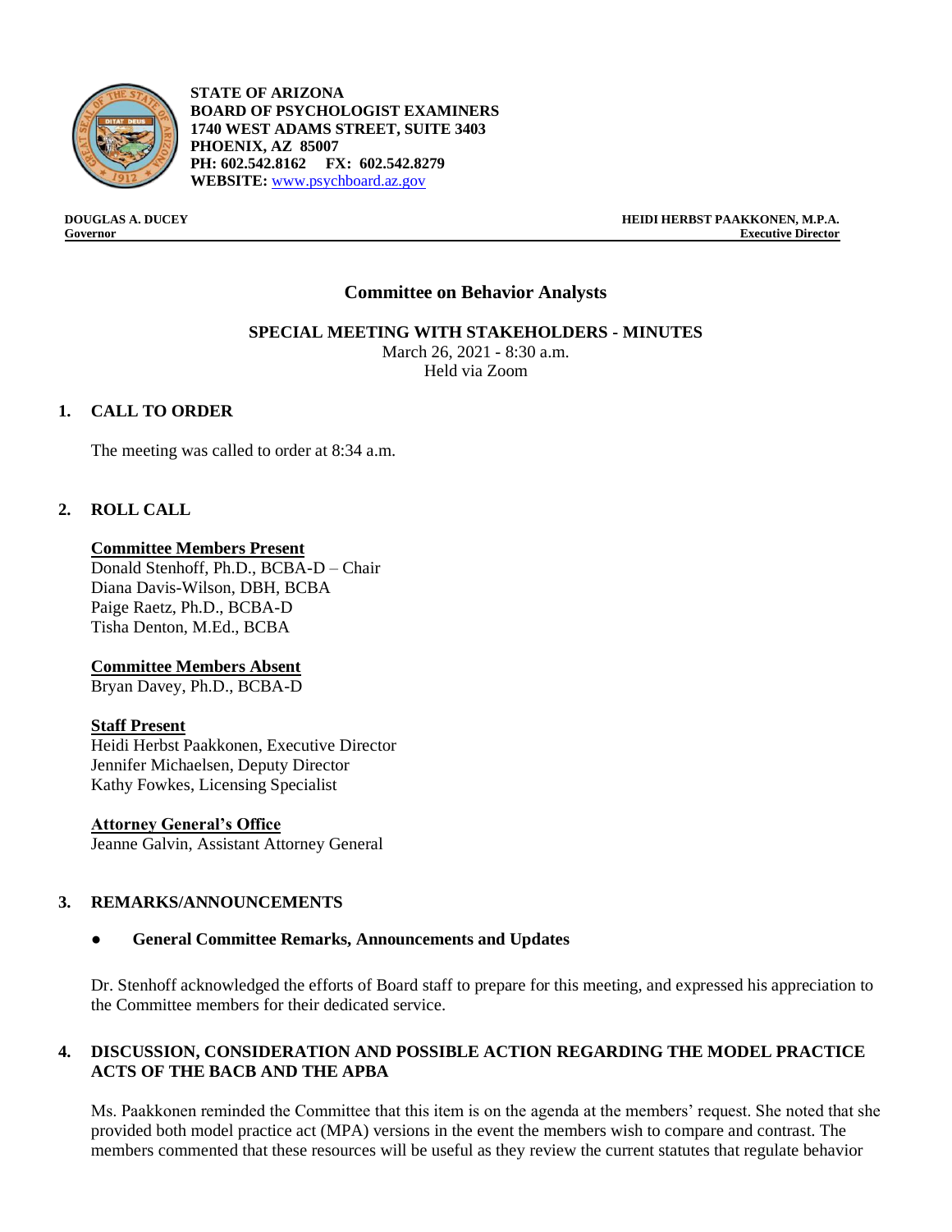**STATE OF ARIZONA**
**BOARD OF PSYCHOLOGIST EXAMINERS**
**1740 WEST ADAMS STREET, SUITE 3403**
**PHOENIX, AZ 85007**
**PH: 602.542.8162 FX: 602.542.8279**
**WEBSITE:** www.psychboard.az.gov

**DOUGLAS A. DUCEY**
**Governor**

**HEIDI HERBST PAAKKONEN, M.P.A.**
**Executive Director**

## Committee on Behavior Analysts

### SPECIAL MEETING WITH STAKEHOLDERS - MINUTES

March 26, 2021 - 8:30 a.m.
Held via Zoom

## 1. CALL TO ORDER

The meeting was called to order at 8:34 a.m.

## 2. ROLL CALL

**Committee Members Present**
Donald Stenhoff, Ph.D., BCBA-D – Chair
Diana Davis-Wilson, DBH, BCBA
Paige Raetz, Ph.D., BCBA-D
Tisha Denton, M.Ed., BCBA

**Committee Members Absent**
Bryan Davey, Ph.D., BCBA-D

**Staff Present**
Heidi Herbst Paakkonen, Executive Director
Jennifer Michaelsen, Deputy Director
Kathy Fowkes, Licensing Specialist

**Attorney General's Office**
Jeanne Galvin, Assistant Attorney General

## 3. REMARKS/ANNOUNCEMENTS

- **General Committee Remarks, Announcements and Updates**

Dr. Stenhoff acknowledged the efforts of Board staff to prepare for this meeting, and expressed his appreciation to the Committee members for their dedicated service.

## 4. DISCUSSION, CONSIDERATION AND POSSIBLE ACTION REGARDING THE MODEL PRACTICE ACTS OF THE BACB AND THE APBA

Ms. Paakkonen reminded the Committee that this item is on the agenda at the members' request. She noted that she provided both model practice act (MPA) versions in the event the members wish to compare and contrast. The members commented that these resources will be useful as they review the current statutes that regulate behavior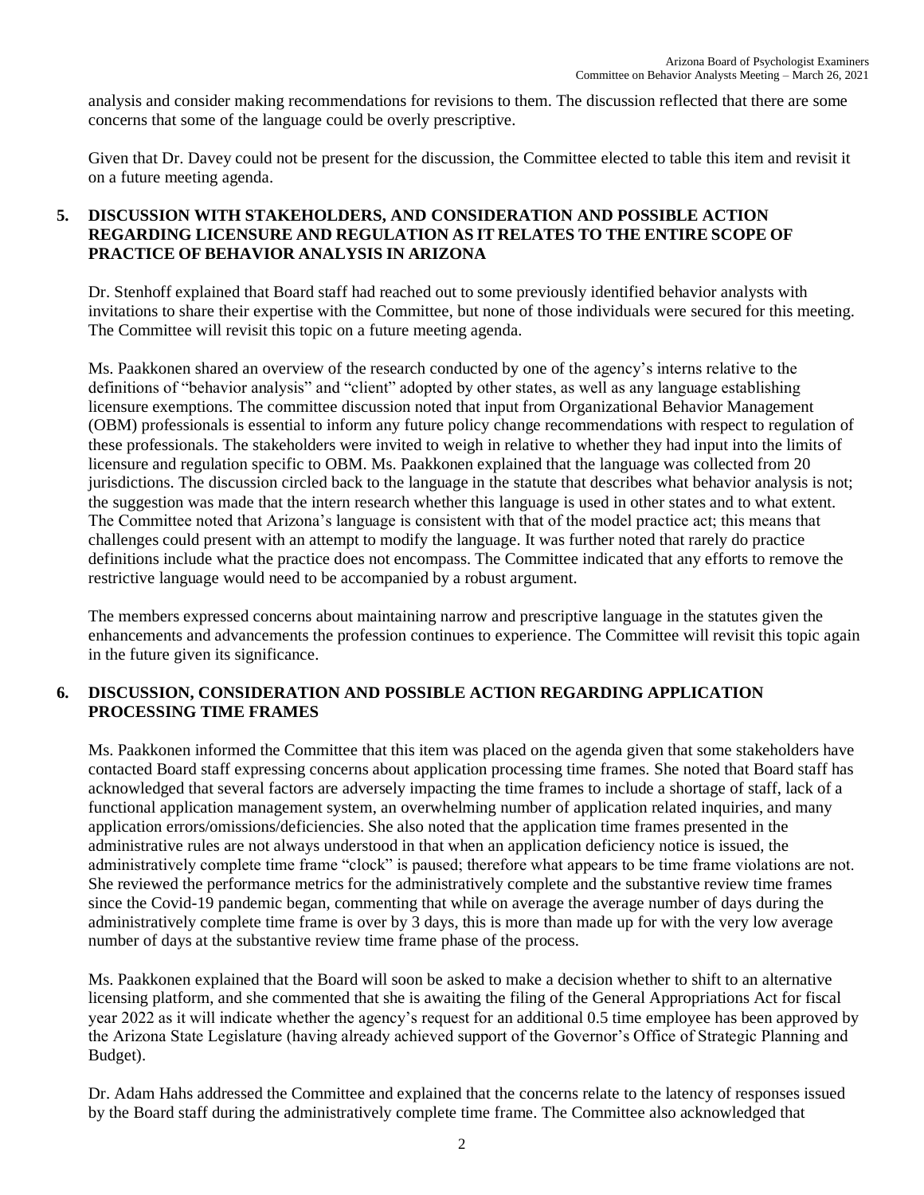analysis and consider making recommendations for revisions to them. The discussion reflected that there are some concerns that some of the language could be overly prescriptive.

Given that Dr. Davey could not be present for the discussion, the Committee elected to table this item and revisit it on a future meeting agenda.

**5. DISCUSSION WITH STAKEHOLDERS, AND CONSIDERATION AND POSSIBLE ACTION REGARDING LICENSURE AND REGULATION AS IT RELATES TO THE ENTIRE SCOPE OF PRACTICE OF BEHAVIOR ANALYSIS IN ARIZONA**

Dr. Stenhoff explained that Board staff had reached out to some previously identified behavior analysts with invitations to share their expertise with the Committee, but none of those individuals were secured for this meeting. The Committee will revisit this topic on a future meeting agenda.

Ms. Paakkonen shared an overview of the research conducted by one of the agency's interns relative to the definitions of "behavior analysis" and "client" adopted by other states, as well as any language establishing licensure exemptions. The committee discussion noted that input from Organizational Behavior Management (OBM) professionals is essential to inform any future policy change recommendations with respect to regulation of these professionals. The stakeholders were invited to weigh in relative to whether they had input into the limits of licensure and regulation specific to OBM. Ms. Paakkonen explained that the language was collected from 20 jurisdictions. The discussion circled back to the language in the statute that describes what behavior analysis is not; the suggestion was made that the intern research whether this language is used in other states and to what extent. The Committee noted that Arizona's language is consistent with that of the model practice act; this means that challenges could present with an attempt to modify the language. It was further noted that rarely do practice definitions include what the practice does not encompass. The Committee indicated that any efforts to remove the restrictive language would need to be accompanied by a robust argument.

The members expressed concerns about maintaining narrow and prescriptive language in the statutes given the enhancements and advancements the profession continues to experience. The Committee will revisit this topic again in the future given its significance.

**6. DISCUSSION, CONSIDERATION AND POSSIBLE ACTION REGARDING APPLICATION PROCESSING TIME FRAMES**

Ms. Paakkonen informed the Committee that this item was placed on the agenda given that some stakeholders have contacted Board staff expressing concerns about application processing time frames. She noted that Board staff has acknowledged that several factors are adversely impacting the time frames to include a shortage of staff, lack of a functional application management system, an overwhelming number of application related inquiries, and many application errors/omissions/deficiencies. She also noted that the application time frames presented in the administrative rules are not always understood in that when an application deficiency notice is issued, the administratively complete time frame "clock" is paused; therefore what appears to be time frame violations are not. She reviewed the performance metrics for the administratively complete and the substantive review time frames since the Covid-19 pandemic began, commenting that while on average the average number of days during the administratively complete time frame is over by 3 days, this is more than made up for with the very low average number of days at the substantive review time frame phase of the process.

Ms. Paakkonen explained that the Board will soon be asked to make a decision whether to shift to an alternative licensing platform, and she commented that she is awaiting the filing of the General Appropriations Act for fiscal year 2022 as it will indicate whether the agency's request for an additional 0.5 time employee has been approved by the Arizona State Legislature (having already achieved support of the Governor's Office of Strategic Planning and Budget).

Dr. Adam Hahs addressed the Committee and explained that the concerns relate to the latency of responses issued by the Board staff during the administratively complete time frame. The Committee also acknowledged that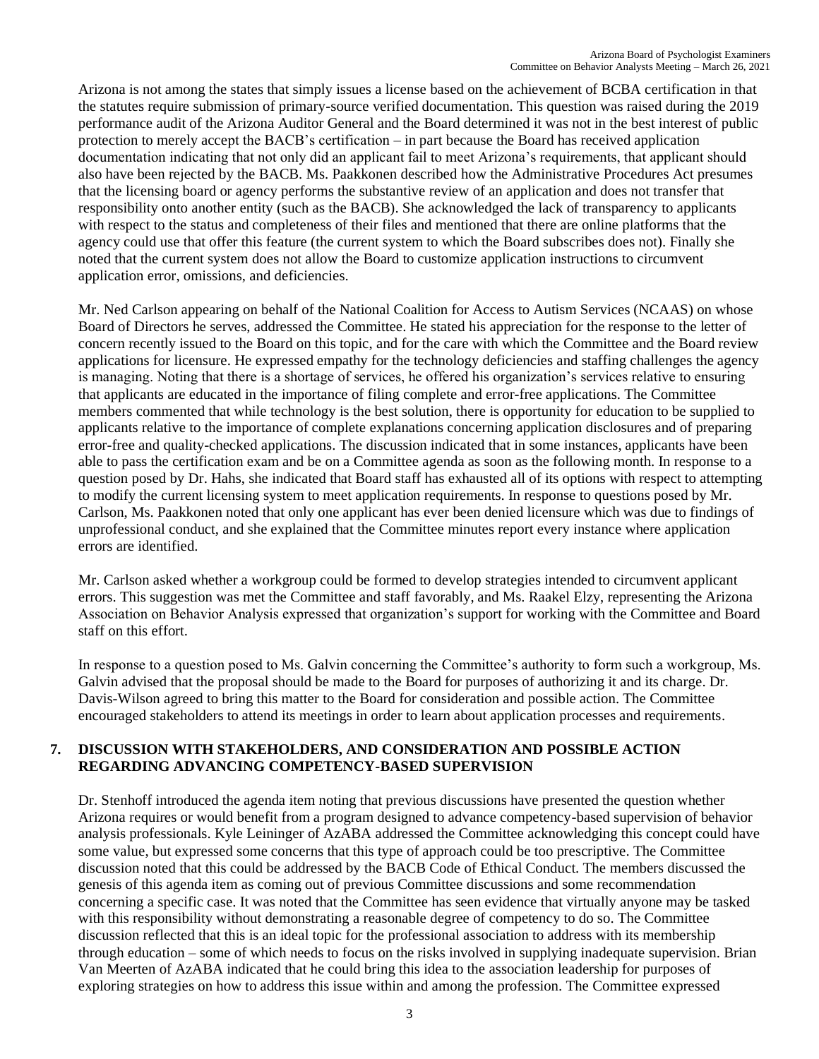Arizona is not among the states that simply issues a license based on the achievement of BCBA certification in that the statutes require submission of primary-source verified documentation. This question was raised during the 2019 performance audit of the Arizona Auditor General and the Board determined it was not in the best interest of public protection to merely accept the BACB's certification – in part because the Board has received application documentation indicating that not only did an applicant fail to meet Arizona's requirements, that applicant should also have been rejected by the BACB. Ms. Paakkonen described how the Administrative Procedures Act presumes that the licensing board or agency performs the substantive review of an application and does not transfer that responsibility onto another entity (such as the BACB). She acknowledged the lack of transparency to applicants with respect to the status and completeness of their files and mentioned that there are online platforms that the agency could use that offer this feature (the current system to which the Board subscribes does not). Finally she noted that the current system does not allow the Board to customize application instructions to circumvent application error, omissions, and deficiencies.

Mr. Ned Carlson appearing on behalf of the National Coalition for Access to Autism Services (NCAAS) on whose Board of Directors he serves, addressed the Committee. He stated his appreciation for the response to the letter of concern recently issued to the Board on this topic, and for the care with which the Committee and the Board review applications for licensure. He expressed empathy for the technology deficiencies and staffing challenges the agency is managing. Noting that there is a shortage of services, he offered his organization's services relative to ensuring that applicants are educated in the importance of filing complete and error-free applications. The Committee members commented that while technology is the best solution, there is opportunity for education to be supplied to applicants relative to the importance of complete explanations concerning application disclosures and of preparing error-free and quality-checked applications. The discussion indicated that in some instances, applicants have been able to pass the certification exam and be on a Committee agenda as soon as the following month. In response to a question posed by Dr. Hahs, she indicated that Board staff has exhausted all of its options with respect to attempting to modify the current licensing system to meet application requirements. In response to questions posed by Mr. Carlson, Ms. Paakkonen noted that only one applicant has ever been denied licensure which was due to findings of unprofessional conduct, and she explained that the Committee minutes report every instance where application errors are identified.

Mr. Carlson asked whether a workgroup could be formed to develop strategies intended to circumvent applicant errors. This suggestion was met the Committee and staff favorably, and Ms. Raakel Elzy, representing the Arizona Association on Behavior Analysis expressed that organization's support for working with the Committee and Board staff on this effort.

In response to a question posed to Ms. Galvin concerning the Committee's authority to form such a workgroup, Ms. Galvin advised that the proposal should be made to the Board for purposes of authorizing it and its charge. Dr. Davis-Wilson agreed to bring this matter to the Board for consideration and possible action. The Committee encouraged stakeholders to attend its meetings in order to learn about application processes and requirements.

## 7. DISCUSSION WITH STAKEHOLDERS, AND CONSIDERATION AND POSSIBLE ACTION REGARDING ADVANCING COMPETENCY-BASED SUPERVISION

Dr. Stenhoff introduced the agenda item noting that previous discussions have presented the question whether Arizona requires or would benefit from a program designed to advance competency-based supervision of behavior analysis professionals. Kyle Leininger of AzABA addressed the Committee acknowledging this concept could have some value, but expressed some concerns that this type of approach could be too prescriptive. The Committee discussion noted that this could be addressed by the BACB Code of Ethical Conduct. The members discussed the genesis of this agenda item as coming out of previous Committee discussions and some recommendation concerning a specific case. It was noted that the Committee has seen evidence that virtually anyone may be tasked with this responsibility without demonstrating a reasonable degree of competency to do so. The Committee discussion reflected that this is an ideal topic for the professional association to address with its membership through education – some of which needs to focus on the risks involved in supplying inadequate supervision. Brian Van Meerten of AzABA indicated that he could bring this idea to the association leadership for purposes of exploring strategies on how to address this issue within and among the profession. The Committee expressed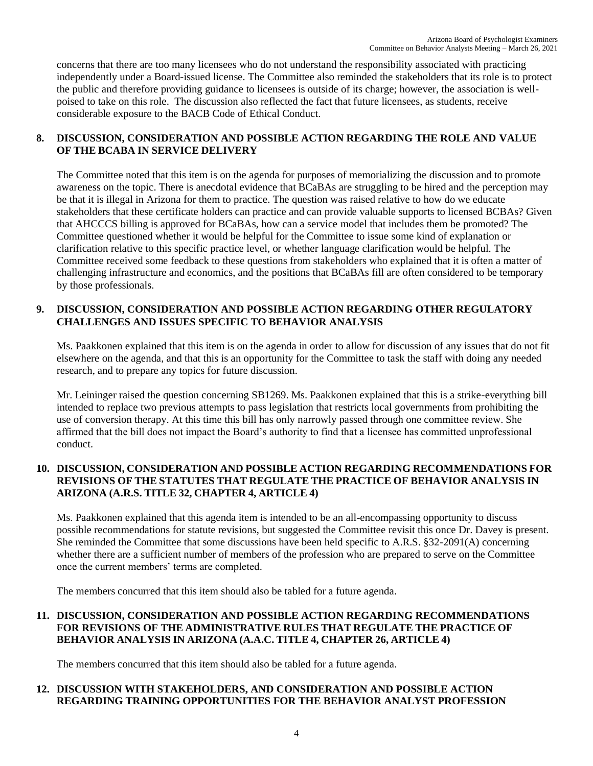concerns that there are too many licensees who do not understand the responsibility associated with practicing independently under a Board-issued license. The Committee also reminded the stakeholders that its role is to protect the public and therefore providing guidance to licensees is outside of its charge; however, the association is well-poised to take on this role. The discussion also reflected the fact that future licensees, as students, receive considerable exposure to the BACB Code of Ethical Conduct.

**8. DISCUSSION, CONSIDERATION AND POSSIBLE ACTION REGARDING THE ROLE AND VALUE OF THE BCABA IN SERVICE DELIVERY**

The Committee noted that this item is on the agenda for purposes of memorializing the discussion and to promote awareness on the topic. There is anecdotal evidence that BCaBAs are struggling to be hired and the perception may be that it is illegal in Arizona for them to practice. The question was raised relative to how do we educate stakeholders that these certificate holders can practice and can provide valuable supports to licensed BCBAs? Given that AHCCCS billing is approved for BCaBAs, how can a service model that includes them be promoted? The Committee questioned whether it would be helpful for the Committee to issue some kind of explanation or clarification relative to this specific practice level, or whether language clarification would be helpful. The Committee received some feedback to these questions from stakeholders who explained that it is often a matter of challenging infrastructure and economics, and the positions that BCaBAs fill are often considered to be temporary by those professionals.

**9. DISCUSSION, CONSIDERATION AND POSSIBLE ACTION REGARDING OTHER REGULATORY CHALLENGES AND ISSUES SPECIFIC TO BEHAVIOR ANALYSIS**

Ms. Paakkonen explained that this item is on the agenda in order to allow for discussion of any issues that do not fit elsewhere on the agenda, and that this is an opportunity for the Committee to task the staff with doing any needed research, and to prepare any topics for future discussion.

Mr. Leininger raised the question concerning SB1269. Ms. Paakkonen explained that this is a strike-everything bill intended to replace two previous attempts to pass legislation that restricts local governments from prohibiting the use of conversion therapy. At this time this bill has only narrowly passed through one committee review. She affirmed that the bill does not impact the Board's authority to find that a licensee has committed unprofessional conduct.

**10. DISCUSSION, CONSIDERATION AND POSSIBLE ACTION REGARDING RECOMMENDATIONS FOR REVISIONS OF THE STATUTES THAT REGULATE THE PRACTICE OF BEHAVIOR ANALYSIS IN ARIZONA (A.R.S. TITLE 32, CHAPTER 4, ARTICLE 4)**

Ms. Paakkonen explained that this agenda item is intended to be an all-encompassing opportunity to discuss possible recommendations for statute revisions, but suggested the Committee revisit this once Dr. Davey is present. She reminded the Committee that some discussions have been held specific to A.R.S. §32-2091(A) concerning whether there are a sufficient number of members of the profession who are prepared to serve on the Committee once the current members' terms are completed.

The members concurred that this item should also be tabled for a future agenda.

**11. DISCUSSION, CONSIDERATION AND POSSIBLE ACTION REGARDING RECOMMENDATIONS FOR REVISIONS OF THE ADMINISTRATIVE RULES THAT REGULATE THE PRACTICE OF BEHAVIOR ANALYSIS IN ARIZONA (A.A.C. TITLE 4, CHAPTER 26, ARTICLE 4)**

The members concurred that this item should also be tabled for a future agenda.

**12. DISCUSSION WITH STAKEHOLDERS, AND CONSIDERATION AND POSSIBLE ACTION REGARDING TRAINING OPPORTUNITIES FOR THE BEHAVIOR ANALYST PROFESSION**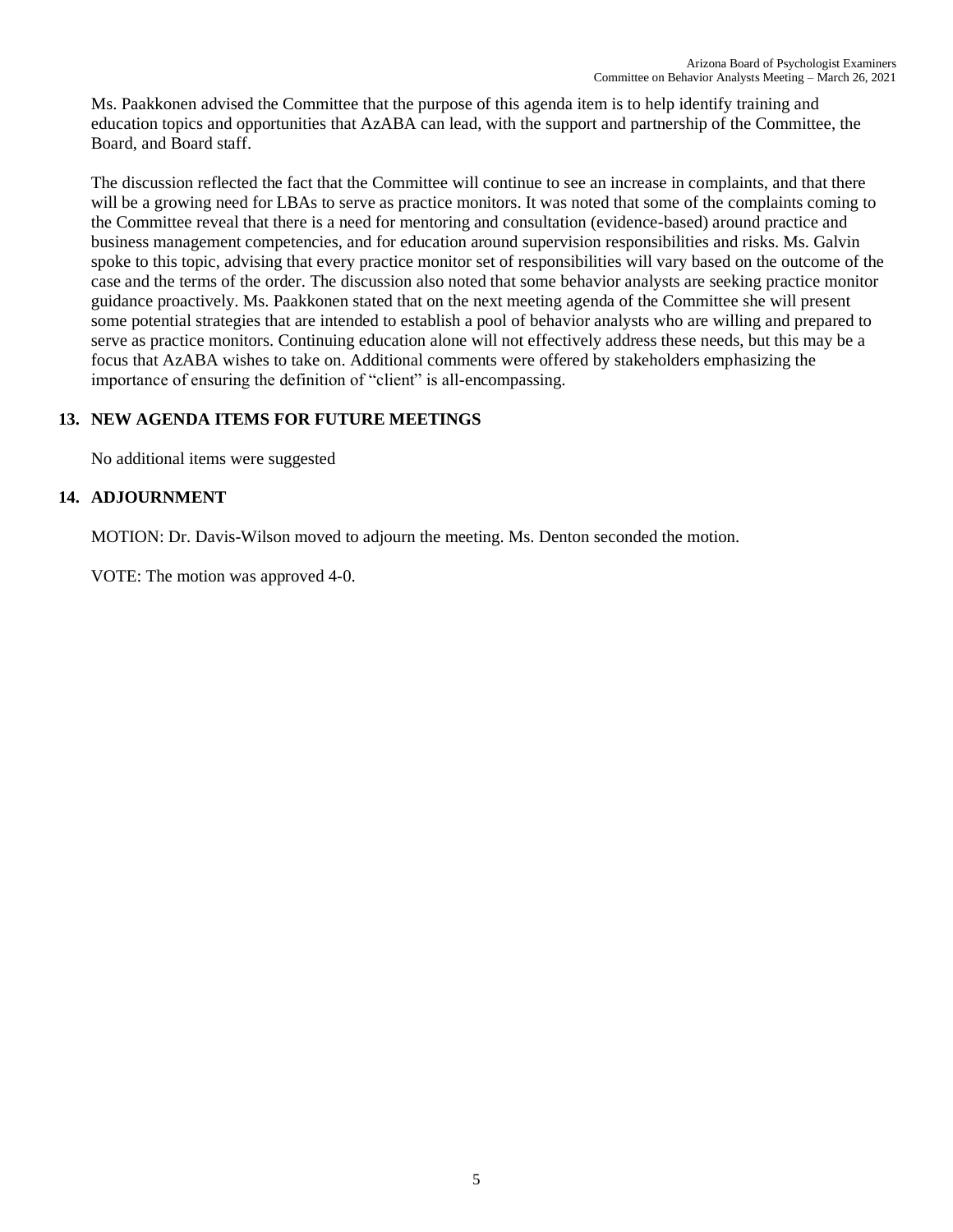Ms. Paakkonen advised the Committee that the purpose of this agenda item is to help identify training and education topics and opportunities that AzABA can lead, with the support and partnership of the Committee, the Board, and Board staff.

The discussion reflected the fact that the Committee will continue to see an increase in complaints, and that there will be a growing need for LBAs to serve as practice monitors. It was noted that some of the complaints coming to the Committee reveal that there is a need for mentoring and consultation (evidence-based) around practice and business management competencies, and for education around supervision responsibilities and risks. Ms. Galvin spoke to this topic, advising that every practice monitor set of responsibilities will vary based on the outcome of the case and the terms of the order. The discussion also noted that some behavior analysts are seeking practice monitor guidance proactively. Ms. Paakkonen stated that on the next meeting agenda of the Committee she will present some potential strategies that are intended to establish a pool of behavior analysts who are willing and prepared to serve as practice monitors. Continuing education alone will not effectively address these needs, but this may be a focus that AzABA wishes to take on. Additional comments were offered by stakeholders emphasizing the importance of ensuring the definition of "client" is all-encompassing.

**13. NEW AGENDA ITEMS FOR FUTURE MEETINGS**

No additional items were suggested

**14. ADJOURNMENT**

MOTION: Dr. Davis-Wilson moved to adjourn the meeting. Ms. Denton seconded the motion.

VOTE: The motion was approved 4-0.